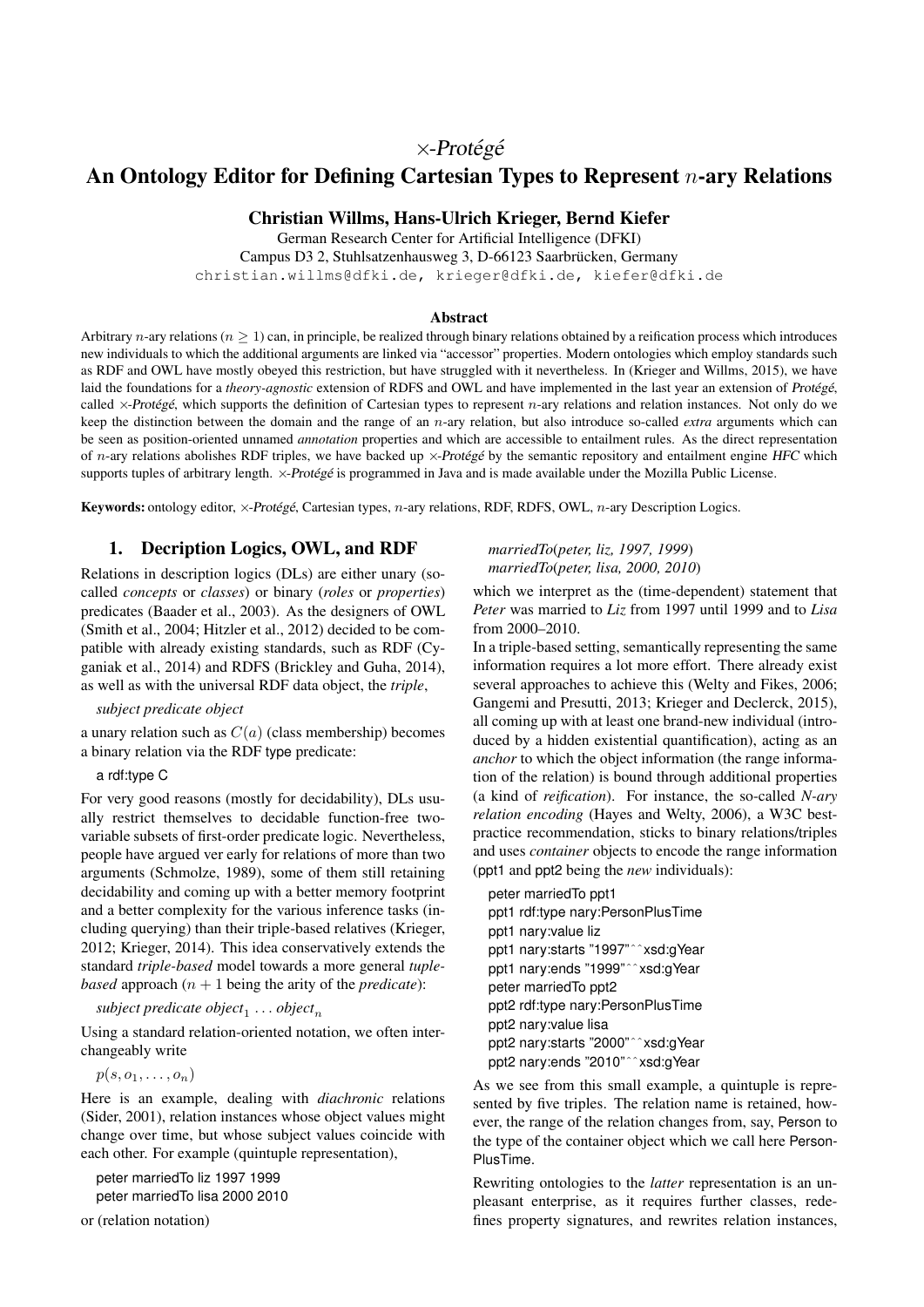# ×-*Protégé*

# An Ontology Editor for Defining Cartesian Types to Represent $n$-ary Relations

**Christian Willms, Hans-Ulrich Krieger, Bernd Kiefer**

German Research Center for Artificial Intelligence (DFKI)
Campus D3 2, Stuhlsatzenhausweg 3, D-66123 Saarbrücken, Germany
christian.willms@dfki.de, krieger@dfki.de, kiefer@dfki.de

### Abstract

Arbitrary $n$-ary relations ($n \geq 1$) can, in principle, be realized through binary relations obtained by a reification process which introduces new individuals to which the additional arguments are linked via "accessor" properties. Modern ontologies which employ standards such as RDF and OWL have mostly obeyed this restriction, but have struggled with it nevertheless. In (Krieger and Willms, 2015), we have laid the foundations for a *theory-agnostic* extension of RDFS and OWL and have implemented in the last year an extension of *Protégé*, called ×-*Protégé*, which supports the definition of Cartesian types to represent $n$-ary relations and relation instances. Not only do we keep the distinction between the domain and the range of an $n$-ary relation, but also introduce so-called *extra* arguments which can be seen as position-oriented unnamed *annotation* properties and which are accessible to entailment rules. As the direct representation of $n$-ary relations abolishes RDF triples, we have backed up ×-*Protégé* by the semantic repository and entailment engine *HFC* which supports tuples of arbitrary length. ×-*Protégé* is programmed in Java and is made available under the Mozilla Public License.

**Keywords:** ontology editor, ×-*Protégé*, Cartesian types, $n$-ary relations, RDF, RDFS, OWL, $n$-ary Description Logics.

## 1. Decription Logics, OWL, and RDF

Relations in description logics (DLs) are either unary (so-called *concepts* or *classes*) or binary (*roles* or *properties*) predicates (Baader et al., 2003). As the designers of OWL (Smith et al., 2004; Hitzler et al., 2012) decided to be compatible with already existing standards, such as RDF (Cyganiak et al., 2014) and RDFS (Brickley and Guha, 2014), as well as with the universal RDF data object, the *triple*,

*subject predicate object*

a unary relation such as $C(a)$ (class membership) becomes a binary relation via the RDF type predicate:

```
a rdf:type C
```

For very good reasons (mostly for decidability), DLs usually restrict themselves to decidable function-free two-variable subsets of first-order predicate logic. Nevertheless, people have argued ver early for relations of more than two arguments (Schmolze, 1989), some of them still retaining decidability and coming up with a better memory footprint and a better complexity for the various inference tasks (including querying) than their triple-based relatives (Krieger, 2012; Krieger, 2014). This idea conservatively extends the standard *triple-based* model towards a more general *tuple-based* approach ($n + 1$ being the arity of the *predicate*):

*subject predicate* $object_1 \ldots object_n$

Using a standard relation-oriented notation, we often interchangeably write

$p(s, o_1, \ldots, o_n)$

Here is an example, dealing with *diachronic* relations (Sider, 2001), relation instances whose object values might change over time, but whose subject values coincide with each other. For example (quintuple representation),

```
peter marriedTo liz 1997 1999
peter marriedTo lisa 2000 2010
```

or (relation notation)

*marriedTo*(*peter, liz, 1997, 1999*)
*marriedTo*(*peter, lisa, 2000, 2010*)

which we interpret as the (time-dependent) statement that *Peter* was married to *Liz* from 1997 until 1999 and to *Lisa* from 2000–2010.

In a triple-based setting, semantically representing the same information requires a lot more effort. There already exist several approaches to achieve this (Welty and Fikes, 2006; Gangemi and Presutti, 2013; Krieger and Declerck, 2015), all coming up with at least one brand-new individual (introduced by a hidden existential quantification), acting as an *anchor* to which the object information (the range information of the relation) is bound through additional properties (a kind of *reification*). For instance, the so-called *N-ary relation encoding* (Hayes and Welty, 2006), a W3C best-practice recommendation, sticks to binary relations/triples and uses *container* objects to encode the range information (ppt1 and ppt2 being the *new* individuals):

```
peter marriedTo ppt1
ppt1 rdf:type nary:PersonPlusTime
ppt1 nary:value liz
ppt1 nary:starts "1997"^^xsd:gYear
ppt1 nary:ends "1999"^^xsd:gYear
peter marriedTo ppt2
ppt2 rdf:type nary:PersonPlusTime
ppt2 nary:value lisa
ppt2 nary:starts "2000"^^xsd:gYear
ppt2 nary:ends "2010"^^xsd:gYear
```

As we see from this small example, a quintuple is represented by five triples. The relation name is retained, however, the range of the relation changes from, say, Person to the type of the container object which we call here PersonPlusTime.

Rewriting ontologies to the *latter* representation is an unpleasant enterprise, as it requires further classes, redefines property signatures, and rewrites relation instances,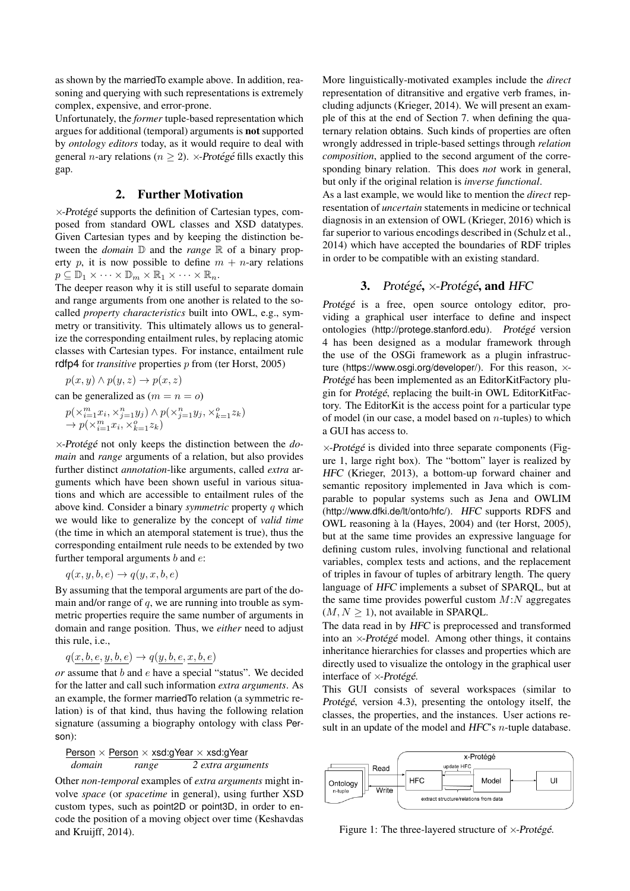as shown by the marriedTo example above. In addition, reasoning and querying with such representations is extremely complex, expensive, and error-prone.

Unfortunately, the *former* tuple-based representation which argues for additional (temporal) arguments is **not** supported by *ontology editors* today, as it would require to deal with general $n$-ary relations ($n \geq 2$). $\times$-*Protégé* fills exactly this gap.

## 2. Further Motivation

$\times$-*Protégé* supports the definition of Cartesian types, composed from standard OWL classes and XSD datatypes. Given Cartesian types and by keeping the distinction between the *domain* $\mathbb{D}$ and the *range* $\mathbb{R}$ of a binary property $p$, it is now possible to define $m + n$-ary relations $p \subseteq \mathbb{D}_1 \times \cdots \times \mathbb{D}_m \times \mathbb{R}_1 \times \cdots \times \mathbb{R}_n$.

The deeper reason why it is still useful to separate domain and range arguments from one another is related to the so-called *property characteristics* built into OWL, e.g., symmetry or transitivity. This ultimately allows us to generalize the corresponding entailment rules, by replacing atomic classes with Cartesian types. For instance, entailment rule rdfp4 for *transitive* properties $p$ from (ter Horst, 2005)

$$p(x, y) \wedge p(y, z) \rightarrow p(x, z)$$

can be generalized as ($m = n = o$)

$$p(\times_{i=1}^{m} x_i, \times_{j=1}^{n} y_j) \wedge p(\times_{j=1}^{n} y_j, \times_{k=1}^{o} z_k) \rightarrow p(\times_{i=1}^{m} x_i, \times_{k=1}^{o} z_k)$$

$\times$-*Protégé* not only keeps the distinction between the *domain* and *range* arguments of a relation, but also provides further distinct *annotation*-like arguments, called *extra* arguments which have been shown useful in various situations and which are accessible to entailment rules of the above kind. Consider a binary *symmetric* property $q$ which we would like to generalize by the concept of *valid time* (the time in which an atemporal statement is true), thus the corresponding entailment rule needs to be extended by two further temporal arguments $b$ and $e$:

$$q(x, y, b, e) \rightarrow q(y, x, b, e)$$

By assuming that the temporal arguments are part of the domain and/or range of $q$, we are running into trouble as symmetric properties require the same number of arguments in domain and range position. Thus, we *either* need to adjust this rule, i.e.,

$$q(\underline{x, b, e}, \underline{y, b, e}) \rightarrow q(\underline{y, b, e}, \underline{x, b, e})$$

*or* assume that $b$ and $e$ have a special "status". We decided for the latter and call such information *extra arguments*. As an example, the former marriedTo relation (a symmetric relation) is of that kind, thus having the following relation signature (assuming a biography ontology with class Person):

$$\underbrace{\text{Person}}_{domain} \times \underbrace{\text{Person}}_{range} \times \underbrace{\text{xsd:gYear} \times \text{xsd:gYear}}_{2\ extra\ arguments}$$

Other *non-temporal* examples of *extra arguments* might involve *space* (or *spacetime* in general), using further XSD custom types, such as point2D or point3D, in order to encode the position of a moving object over time (Keshavdas and Kruijff, 2014).

More linguistically-motivated examples include the *direct* representation of ditransitive and ergative verb frames, including adjuncts (Krieger, 2014). We will present an example of this at the end of Section 7. when defining the quaternary relation obtains. Such kinds of properties are often wrongly addressed in triple-based settings through *relation composition*, applied to the second argument of the corresponding binary relation. This does *not* work in general, but only if the original relation is *inverse functional*.

As a last example, we would like to mention the *direct* representation of *uncertain* statements in medicine or technical diagnosis in an extension of OWL (Krieger, 2016) which is far superior to various encodings described in (Schulz et al., 2014) which have accepted the boundaries of RDF triples in order to be compatible with an existing standard.

## 3. *Protégé*, $\times$-*Protégé*, and *HFC*

*Protégé* is a free, open source ontology editor, providing a graphical user interface to define and inspect ontologies (http://protege.stanford.edu). *Protégé* version 4 has been designed as a modular framework through the use of the OSGi framework as a plugin infrastructure (https://www.osgi.org/developer/). For this reason, $\times$-*Protégé* has been implemented as an EditorKitFactory plugin for *Protégé*, replacing the built-in OWL EditorKitFactory. The EditorKit is the access point for a particular type of model (in our case, a model based on $n$-tuples) to which a GUI has access to.

$\times$-*Protégé* is divided into three separate components (Figure 1, large right box). The "bottom" layer is realized by *HFC* (Krieger, 2013), a bottom-up forward chainer and semantic repository implemented in Java which is comparable to popular systems such as Jena and OWLIM (http://www.dfki.de/lt/onto/hfc/). *HFC* supports RDFS and OWL reasoning à la (Hayes, 2004) and (ter Horst, 2005), but at the same time provides an expressive language for defining custom rules, involving functional and relational variables, complex tests and actions, and the replacement of triples in favour of tuples of arbitrary length. The query language of *HFC* implements a subset of SPARQL, but at the same time provides powerful custom $M$:$N$ aggregates ($M, N \geq 1$), not available in SPARQL.

The data read in by *HFC* is preprocessed and transformed into an $\times$-*Protégé* model. Among other things, it contains inheritance hierarchies for classes and properties which are directly used to visualize the ontology in the graphical user interface of $\times$-*Protégé*.

This GUI consists of several workspaces (similar to *Protégé*, version 4.3), presenting the ontology itself, the classes, the properties, and the instances. User actions result in an update of the model and *HFC*'s $n$-tuple database.

Figure 1: The three-layered structure of $\times$-*Protégé*.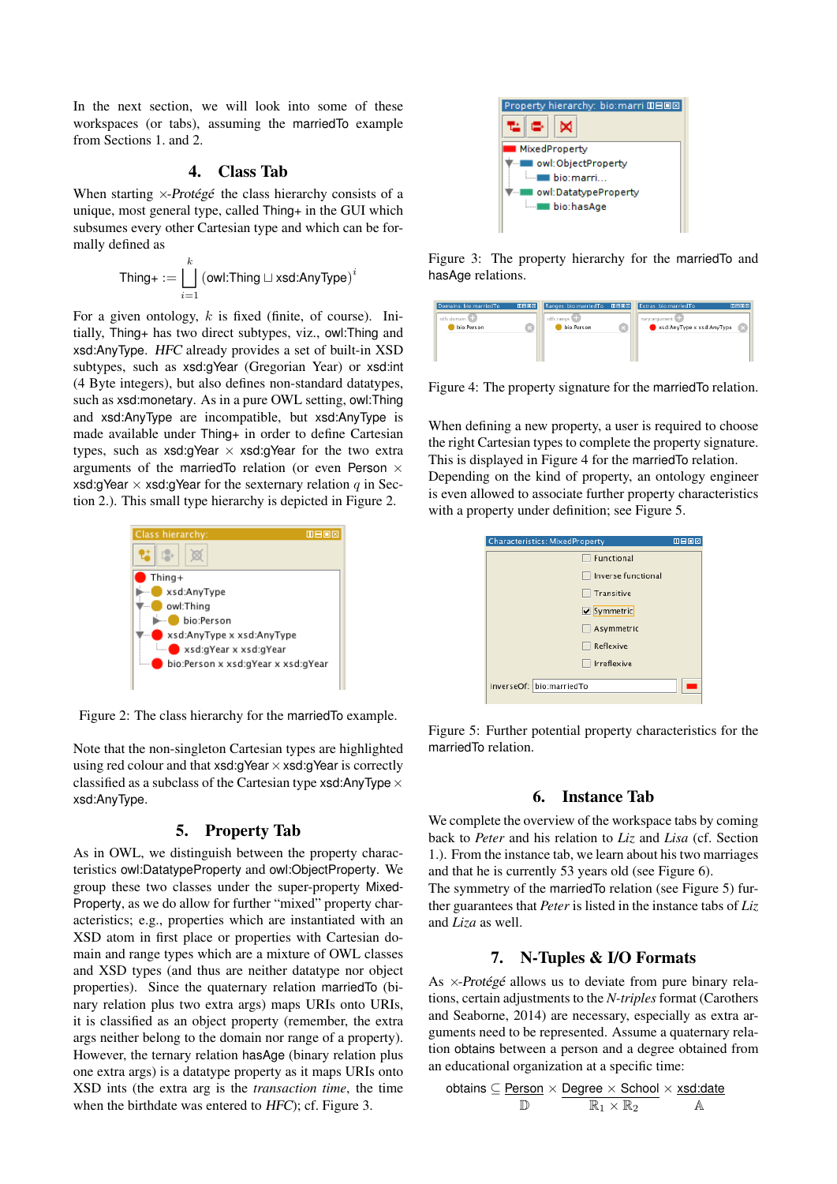In the next section, we will look into some of these workspaces (or tabs), assuming the marriedTo example from Sections 1. and 2.

## 4. Class Tab

When starting ×-*Protégé* the class hierarchy consists of a unique, most general type, called Thing+ in the GUI which subsumes every other Cartesian type and which can be formally defined as

$$\text{Thing+} := \bigsqcup_{i=1}^{k} (\text{owl:Thing} \sqcup \text{xsd:AnyType})^i$$

For a given ontology, $k$ is fixed (finite, of course). Initially, Thing+ has two direct subtypes, viz., owl:Thing and xsd:AnyType. *HFC* already provides a set of built-in XSD subtypes, such as xsd:gYear (Gregorian Year) or xsd:int (4 Byte integers), but also defines non-standard datatypes, such as xsd:monetary. As in a pure OWL setting, owl:Thing and xsd:AnyType are incompatible, but xsd:AnyType is made available under Thing+ in order to define Cartesian types, such as xsd:gYear × xsd:gYear for the two extra arguments of the marriedTo relation (or even Person × xsd:gYear × xsd:gYear for the sexternary relation $q$ in Section 2.). This small type hierarchy is depicted in Figure 2.

Figure 2: The class hierarchy for the marriedTo example.

Note that the non-singleton Cartesian types are highlighted using red colour and that xsd:gYear × xsd:gYear is correctly classified as a subclass of the Cartesian type xsd:AnyType × xsd:AnyType.

## 5. Property Tab

As in OWL, we distinguish between the property characteristics owl:DatatypeProperty and owl:ObjectProperty. We group these two classes under the super-property MixedProperty, as we do allow for further "mixed" property characteristics; e.g., properties which are instantiated with an XSD atom in first place or properties with Cartesian domain and range types which are a mixture of OWL classes and XSD types (and thus are neither datatype nor object properties). Since the quaternary relation marriedTo (binary relation plus two extra args) maps URIs onto URIs, it is classified as an object property (remember, the extra args neither belong to the domain nor range of a property). However, the ternary relation hasAge (binary relation plus one extra args) is a datatype property as it maps URIs onto XSD ints (the extra arg is the *transaction time*, the time when the birthdate was entered to *HFC*); cf. Figure 3.

Figure 3: The property hierarchy for the marriedTo and hasAge relations.

Figure 4: The property signature for the marriedTo relation.

When defining a new property, a user is required to choose the right Cartesian types to complete the property signature. This is displayed in Figure 4 for the marriedTo relation. Depending on the kind of property, an ontology engineer is even allowed to associate further property characteristics with a property under definition; see Figure 5.

Figure 5: Further potential property characteristics for the marriedTo relation.

## 6. Instance Tab

We complete the overview of the workspace tabs by coming back to *Peter* and his relation to *Liz* and *Lisa* (cf. Section 1.). From the instance tab, we learn about his two marriages and that he is currently 53 years old (see Figure 6).
The symmetry of the marriedTo relation (see Figure 5) further guarantees that *Peter* is listed in the instance tabs of *Liz* and *Liza* as well.

## 7. N-Tuples & I/O Formats

As ×-*Protégé* allows us to deviate from pure binary relations, certain adjustments to the *N-triples* format (Carothers and Seaborne, 2014) are necessary, especially as extra arguments need to be represented. Assume a quaternary relation obtains between a person and a degree obtained from an educational organization at a specific time:

$$\text{obtains} \subseteq \underbrace{\text{Person}}_{\mathbb{D}} \times \underbrace{\text{Degree} \times \text{School}}_{\mathbb{R}_1 \times \mathbb{R}_2} \times \underbrace{\text{xsd:date}}_{\mathbb{A}}$$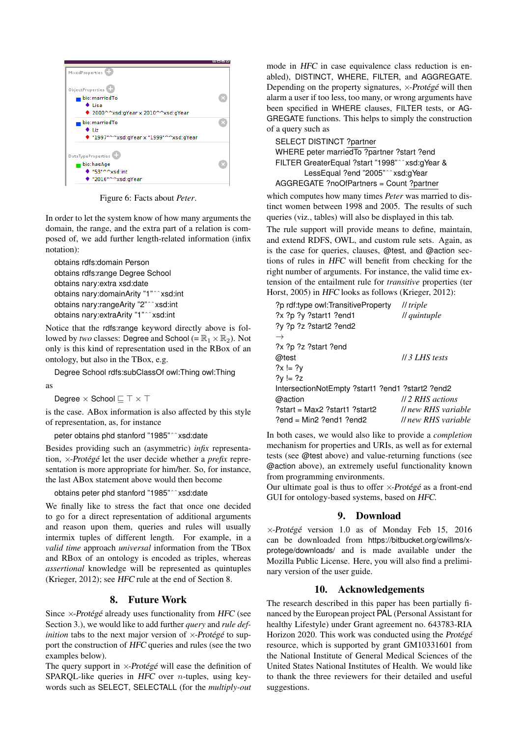Figure 6: Facts about *Peter*.

In order to let the system know of how many arguments the domain, the range, and the extra part of a relation is composed of, we add further length-related information (infix notation):

```
obtains rdfs:domain Person
obtains rdfs:range Degree School
obtains nary:extra xsd:date
obtains nary:domainArity "1"^^xsd:int
obtains nary:rangeArity "2"^^xsd:int
obtains nary:extraArity "1"^^xsd:int
```

Notice that the rdfs:range keyword directly above is followed by *two* classes: Degree and School ($= \mathbb{R}_1 \times \mathbb{R}_2$). Not only is this kind of representation used in the RBox of an ontology, but also in the TBox, e.g.

```
Degree School rdfs:subClassOf owl:Thing owl:Thing
```

as

Degree $\times$ School $\sqsubseteq \top \times \top$

is the case. ABox information is also affected by this style of representation, as, for instance

```
peter obtains phd stanford "1985"^^xsd:date
```

Besides providing such an (asymmetric) *infix* representation, $\times$-*Protégé* let the user decide whether a *prefix* representation is more appropriate for him/her. So, for instance, the last ABox statement above would then become

```
obtains peter phd stanford "1985"^^xsd:date
```

We finally like to stress the fact that once one decided to go for a direct representation of additional arguments and reason upon them, queries and rules will usually intermix tuples of different length. For example, in a *valid time* approach *universal* information from the TBox and RBox of an ontology is encoded as triples, whereas *assertional* knowledge will be represented as quintuples (Krieger, 2012); see *HFC* rule at the end of Section 8.

## 8. Future Work

Since $\times$-*Protégé* already uses functionality from *HFC* (see Section 3.), we would like to add further *query* and *rule definition* tabs to the next major version of $\times$-*Protégé* to support the construction of *HFC* queries and rules (see the two examples below).

The query support in $\times$-*Protégé* will ease the definition of SPARQL-like queries in *HFC* over $n$-tuples, using keywords such as SELECT, SELECTALL (for the *multiply-out* mode in *HFC* in case equivalence class reduction is enabled), DISTINCT, WHERE, FILTER, and AGGREGATE. Depending on the property signatures, $\times$-*Protégé* will then alarm a user if too less, too many, or wrong arguments have been specified in WHERE clauses, FILTER tests, or AGGREGATE functions. This helps to simply the construction of a query such as

```
SELECT DISTINCT ?partner
WHERE peter marriedTo ?partner ?start ?end
FILTER GreaterEqual ?start "1998"^^xsd:gYear &
       LessEqual ?end "2005"^^xsd:gYear
AGGREGATE ?noOfPartners = Count ?partner
```

which computes how many times *Peter* was married to distinct women between 1998 and 2005. The results of such queries (viz., tables) will also be displayed in this tab.

The rule support will provide means to define, maintain, and extend RDFS, OWL, and custom rule sets. Again, as is the case for queries, clauses, @test, and @action sections of rules in *HFC* will benefit from checking for the right number of arguments. For instance, the valid time extension of the entailment rule for *transitive* properties (ter Horst, 2005) in *HFC* looks as follows (Krieger, 2012):

```
?p rdf:type owl:TransitiveProperty     // triple
?x ?p ?y ?start1 ?end1                 // quintuple
?y ?p ?z ?start2 ?end2
→
?x ?p ?z ?start ?end
@test                                  // 3 LHS tests
?x != ?y
?y != ?z
IntersectionNotEmpty ?start1 ?end1 ?start2 ?end2
@action                                // 2 RHS actions
?start = Max2 ?start1 ?start2          // new RHS variable
?end = Min2 ?end1 ?end2                // new RHS variable
```

In both cases, we would also like to provide a *completion* mechanism for properties and URIs, as well as for external tests (see @test above) and value-returning functions (see @action above), an extremely useful functionality known from programming environments.

Our ultimate goal is thus to offer $\times$-*Protégé* as a front-end GUI for ontology-based systems, based on *HFC*.

## 9. Download

$\times$-*Protégé* version 1.0 as of Monday Feb 15, 2016 can be downloaded from https://bitbucket.org/cwillms/x-protege/downloads/ and is made available under the Mozilla Public License. Here, you will also find a preliminary version of the user guide.

## 10. Acknowledgements

The research described in this paper has been partially financed by the European project PAL (Personal Assistant for healthy Lifestyle) under Grant agreement no. 643783-RIA Horizon 2020. This work was conducted using the *Protégé* resource, which is supported by grant GM10331601 from the National Institute of General Medical Sciences of the United States National Institutes of Health. We would like to thank the three reviewers for their detailed and useful suggestions.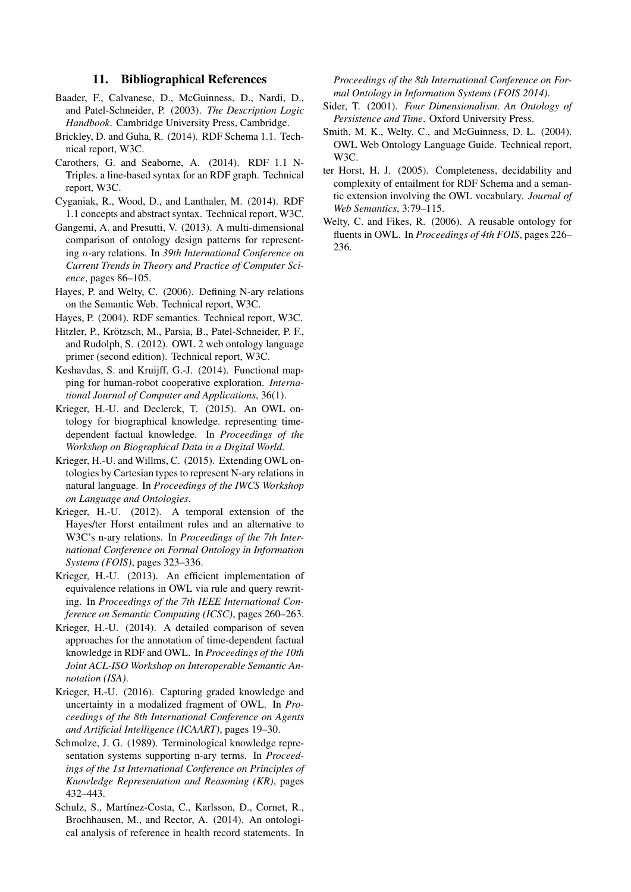## 11. Bibliographical References

Baader, F., Calvanese, D., McGuinness, D., Nardi, D., and Patel-Schneider, P. (2003). *The Description Logic Handbook*. Cambridge University Press, Cambridge.

Brickley, D. and Guha, R. (2014). RDF Schema 1.1. Technical report, W3C.

Carothers, G. and Seaborne, A. (2014). RDF 1.1 N-Triples. a line-based syntax for an RDF graph. Technical report, W3C.

Cyganiak, R., Wood, D., and Lanthaler, M. (2014). RDF 1.1 concepts and abstract syntax. Technical report, W3C.

Gangemi, A. and Presutti, V. (2013). A multi-dimensional comparison of ontology design patterns for representing $n$-ary relations. In *39th International Conference on Current Trends in Theory and Practice of Computer Science*, pages 86–105.

Hayes, P. and Welty, C. (2006). Defining N-ary relations on the Semantic Web. Technical report, W3C.

Hayes, P. (2004). RDF semantics. Technical report, W3C.

Hitzler, P., Krötzsch, M., Parsia, B., Patel-Schneider, P. F., and Rudolph, S. (2012). OWL 2 web ontology language primer (second edition). Technical report, W3C.

Keshavdas, S. and Kruijff, G.-J. (2014). Functional mapping for human-robot cooperative exploration. *International Journal of Computer and Applications*, 36(1).

Krieger, H.-U. and Declerck, T. (2015). An OWL ontology for biographical knowledge. representing time-dependent factual knowledge. In *Proceedings of the Workshop on Biographical Data in a Digital World*.

Krieger, H.-U. and Willms, C. (2015). Extending OWL ontologies by Cartesian types to represent N-ary relations in natural language. In *Proceedings of the IWCS Workshop on Language and Ontologies*.

Krieger, H.-U. (2012). A temporal extension of the Hayes/ter Horst entailment rules and an alternative to W3C's n-ary relations. In *Proceedings of the 7th International Conference on Formal Ontology in Information Systems (FOIS)*, pages 323–336.

Krieger, H.-U. (2013). An efficient implementation of equivalence relations in OWL via rule and query rewriting. In *Proceedings of the 7th IEEE International Conference on Semantic Computing (ICSC)*, pages 260–263.

Krieger, H.-U. (2014). A detailed comparison of seven approaches for the annotation of time-dependent factual knowledge in RDF and OWL. In *Proceedings of the 10th Joint ACL-ISO Workshop on Interoperable Semantic Annotation (ISA)*.

Krieger, H.-U. (2016). Capturing graded knowledge and uncertainty in a modalized fragment of OWL. In *Proceedings of the 8th International Conference on Agents and Artificial Intelligence (ICAART)*, pages 19–30.

Schmolze, J. G. (1989). Terminological knowledge representation systems supporting n-ary terms. In *Proceedings of the 1st International Conference on Principles of Knowledge Representation and Reasoning (KR)*, pages 432–443.

Schulz, S., Martínez-Costa, C., Karlsson, D., Cornet, R., Brochhausen, M., and Rector, A. (2014). An ontological analysis of reference in health record statements. In *Proceedings of the 8th International Conference on Formal Ontology in Information Systems (FOIS 2014)*.

Sider, T. (2001). *Four Dimensionalism. An Ontology of Persistence and Time*. Oxford University Press.

Smith, M. K., Welty, C., and McGuinness, D. L. (2004). OWL Web Ontology Language Guide. Technical report, W3C.

ter Horst, H. J. (2005). Completeness, decidability and complexity of entailment for RDF Schema and a semantic extension involving the OWL vocabulary. *Journal of Web Semantics*, 3:79–115.

Welty, C. and Fikes, R. (2006). A reusable ontology for fluents in OWL. In *Proceedings of 4th FOIS*, pages 226–236.